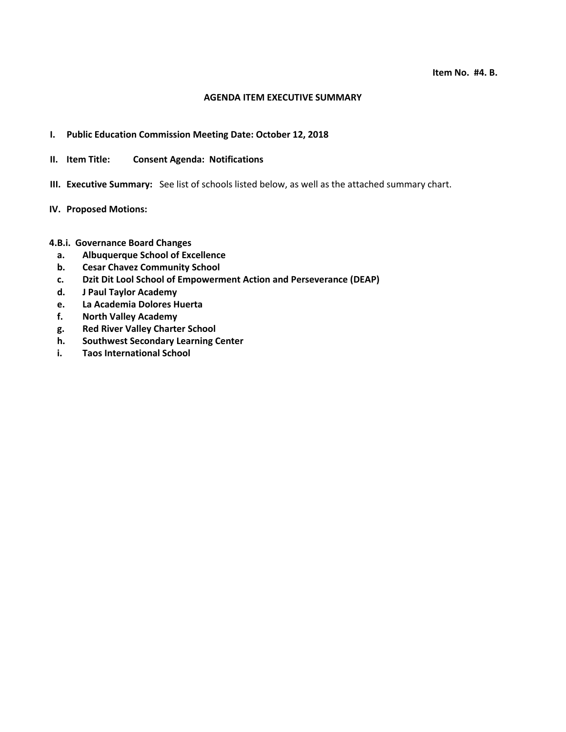**Item No. #4. B.**

# AGENDA ITEM EXECUTIVE SUMMARY

**I. Public Education Commission Meeting Date: October 12, 2018**

**II. Item Title: Consent Agenda: Notifications**

**III. Executive Summary:** See list of schools listed below, as well as the attached summary chart.

**IV. Proposed Motions:**

**4.B.i. Governance Board Changes**

- **a. Albuquerque School of Excellence**
- **b. Cesar Chavez Community School**
- **c. Dzit Dit Lool School of Empowerment Action and Perseverance (DEAP)**
- **d. J Paul Taylor Academy**
- **e. La Academia Dolores Huerta**
- **f. North Valley Academy**
- **g. Red River Valley Charter School**
- **h. Southwest Secondary Learning Center**
- **i. Taos International School**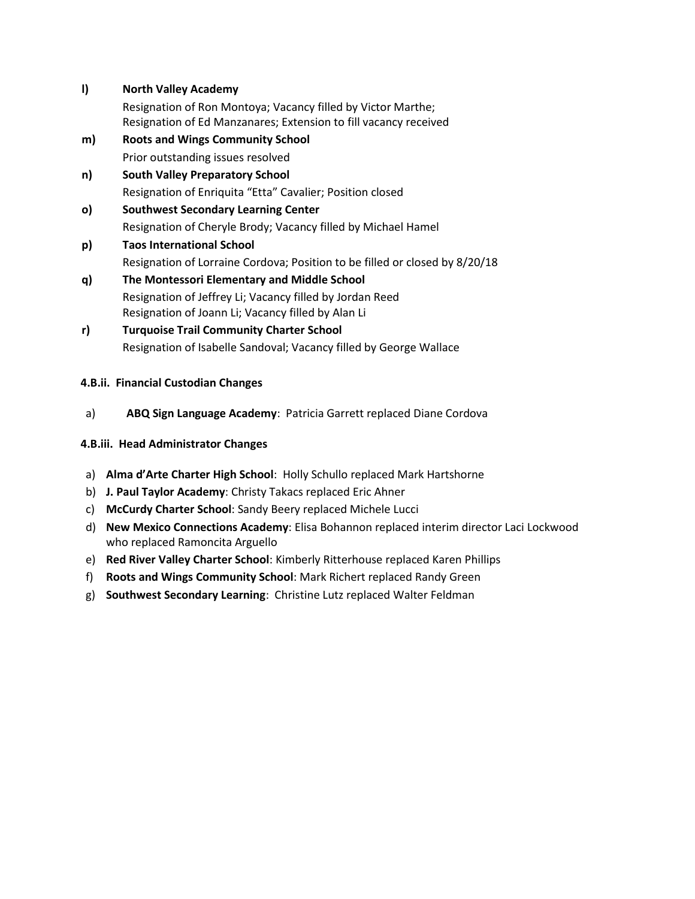**l)** **North Valley Academy**

Resignation of Ron Montoya; Vacancy filled by Victor Marthe;
Resignation of Ed Manzanares; Extension to fill vacancy received

**m)** **Roots and Wings Community School**

Prior outstanding issues resolved

**n)** **South Valley Preparatory School**

Resignation of Enriquita "Etta" Cavalier; Position closed

**o)** **Southwest Secondary Learning Center**

Resignation of Cheryle Brody; Vacancy filled by Michael Hamel

**p)** **Taos International School**

Resignation of Lorraine Cordova; Position to be filled or closed by 8/20/18

**q)** **The Montessori Elementary and Middle School**

Resignation of Jeffrey Li; Vacancy filled by Jordan Reed
Resignation of Joann Li; Vacancy filled by Alan Li

**r)** **Turquoise Trail Community Charter School**

Resignation of Isabelle Sandoval; Vacancy filled by George Wallace

**4.B.ii. Financial Custodian Changes**

a) **ABQ Sign Language Academy**: Patricia Garrett replaced Diane Cordova

**4.B.iii. Head Administrator Changes**

a) **Alma d'Arte Charter High School**: Holly Schullo replaced Mark Hartshorne
b) **J. Paul Taylor Academy**: Christy Takacs replaced Eric Ahner
c) **McCurdy Charter School**: Sandy Beery replaced Michele Lucci
d) **New Mexico Connections Academy**: Elisa Bohannon replaced interim director Laci Lockwood who replaced Ramoncita Arguello
e) **Red River Valley Charter School**: Kimberly Ritterhouse replaced Karen Phillips
f) **Roots and Wings Community School**: Mark Richert replaced Randy Green
g) **Southwest Secondary Learning**: Christine Lutz replaced Walter Feldman